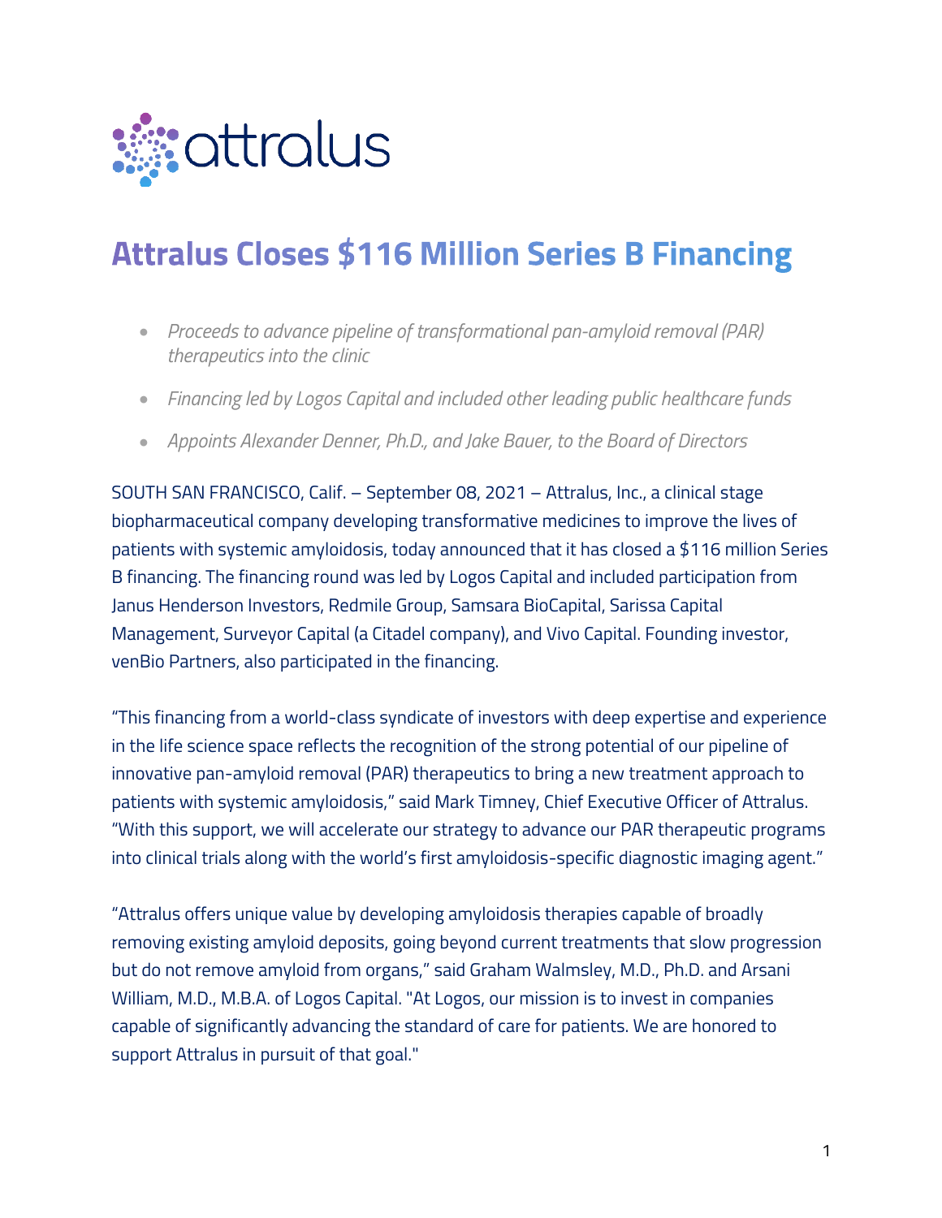attralus

# Attralus Closes $116 Million Series B Financing

- *Proceeds to advance pipeline of transformational pan-amyloid removal (PAR) therapeutics into the clinic*
- *Financing led by Logos Capital and included other leading public healthcare funds*
- *Appoints Alexander Denner, Ph.D., and Jake Bauer, to the Board of Directors*

SOUTH SAN FRANCISCO, Calif. – September 08, 2021 – Attralus, Inc., a clinical stage biopharmaceutical company developing transformative medicines to improve the lives of patients with systemic amyloidosis, today announced that it has closed a $116 million Series B financing. The financing round was led by Logos Capital and included participation from Janus Henderson Investors, Redmile Group, Samsara BioCapital, Sarissa Capital Management, Surveyor Capital (a Citadel company), and Vivo Capital. Founding investor, venBio Partners, also participated in the financing.

"This financing from a world-class syndicate of investors with deep expertise and experience in the life science space reflects the recognition of the strong potential of our pipeline of innovative pan-amyloid removal (PAR) therapeutics to bring a new treatment approach to patients with systemic amyloidosis," said Mark Timney, Chief Executive Officer of Attralus. "With this support, we will accelerate our strategy to advance our PAR therapeutic programs into clinical trials along with the world's first amyloidosis-specific diagnostic imaging agent."

"Attralus offers unique value by developing amyloidosis therapies capable of broadly removing existing amyloid deposits, going beyond current treatments that slow progression but do not remove amyloid from organs," said Graham Walmsley, M.D., Ph.D. and Arsani William, M.D., M.B.A. of Logos Capital. "At Logos, our mission is to invest in companies capable of significantly advancing the standard of care for patients. We are honored to support Attralus in pursuit of that goal."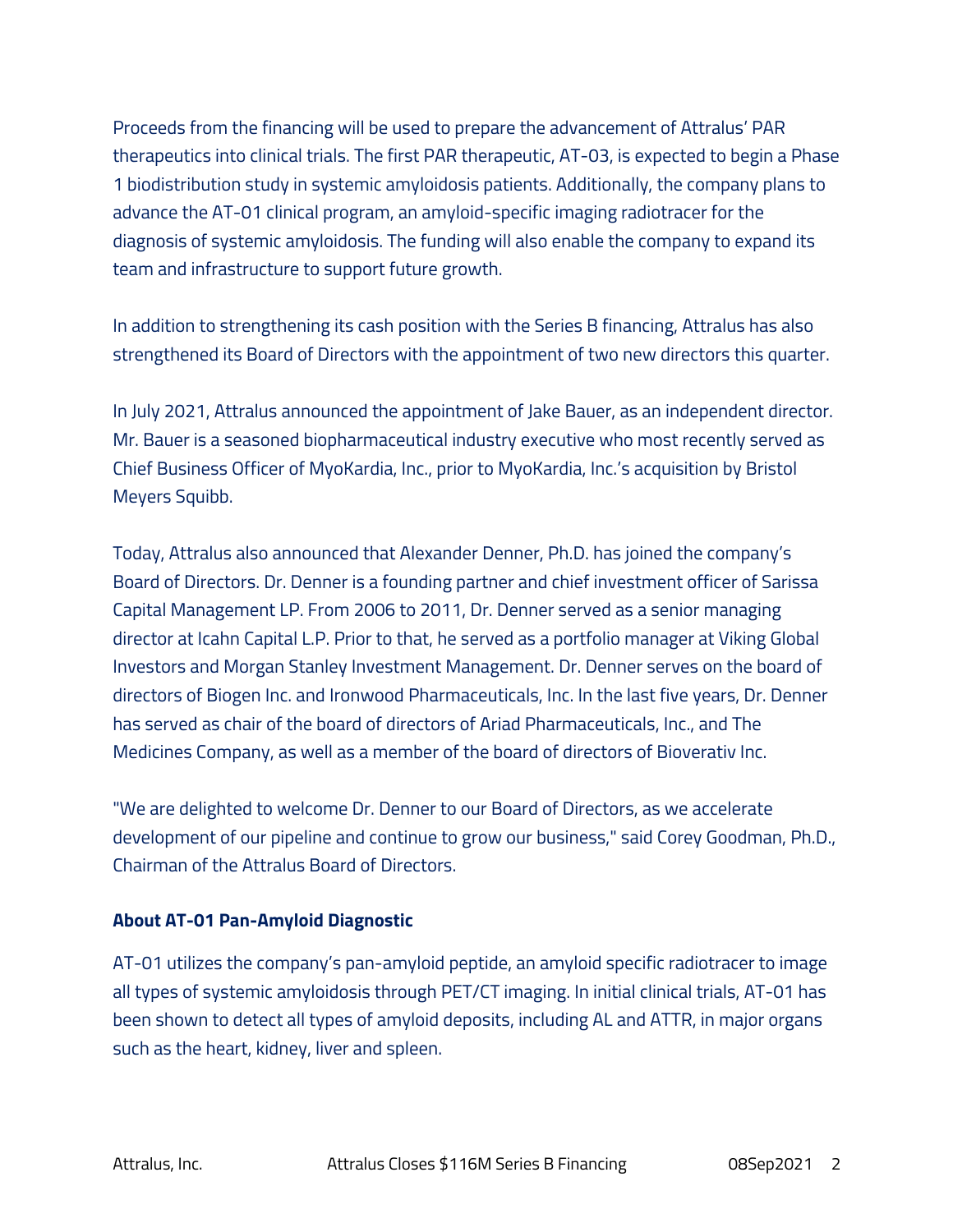Proceeds from the financing will be used to prepare the advancement of Attralus' PAR therapeutics into clinical trials. The first PAR therapeutic, AT-03, is expected to begin a Phase 1 biodistribution study in systemic amyloidosis patients. Additionally, the company plans to advance the AT-01 clinical program, an amyloid-specific imaging radiotracer for the diagnosis of systemic amyloidosis. The funding will also enable the company to expand its team and infrastructure to support future growth.

In addition to strengthening its cash position with the Series B financing, Attralus has also strengthened its Board of Directors with the appointment of two new directors this quarter.

In July 2021, Attralus announced the appointment of Jake Bauer, as an independent director. Mr. Bauer is a seasoned biopharmaceutical industry executive who most recently served as Chief Business Officer of MyoKardia, Inc., prior to MyoKardia, Inc.'s acquisition by Bristol Meyers Squibb.

Today, Attralus also announced that Alexander Denner, Ph.D. has joined the company's Board of Directors. Dr. Denner is a founding partner and chief investment officer of Sarissa Capital Management LP. From 2006 to 2011, Dr. Denner served as a senior managing director at Icahn Capital L.P. Prior to that, he served as a portfolio manager at Viking Global Investors and Morgan Stanley Investment Management. Dr. Denner serves on the board of directors of Biogen Inc. and Ironwood Pharmaceuticals, Inc. In the last five years, Dr. Denner has served as chair of the board of directors of Ariad Pharmaceuticals, Inc., and The Medicines Company, as well as a member of the board of directors of Bioverativ Inc.

"We are delighted to welcome Dr. Denner to our Board of Directors, as we accelerate development of our pipeline and continue to grow our business," said Corey Goodman, Ph.D., Chairman of the Attralus Board of Directors.

**About AT-01 Pan-Amyloid Diagnostic**

AT-01 utilizes the company's pan-amyloid peptide, an amyloid specific radiotracer to image all types of systemic amyloidosis through PET/CT imaging. In initial clinical trials, AT-01 has been shown to detect all types of amyloid deposits, including AL and ATTR, in major organs such as the heart, kidney, liver and spleen.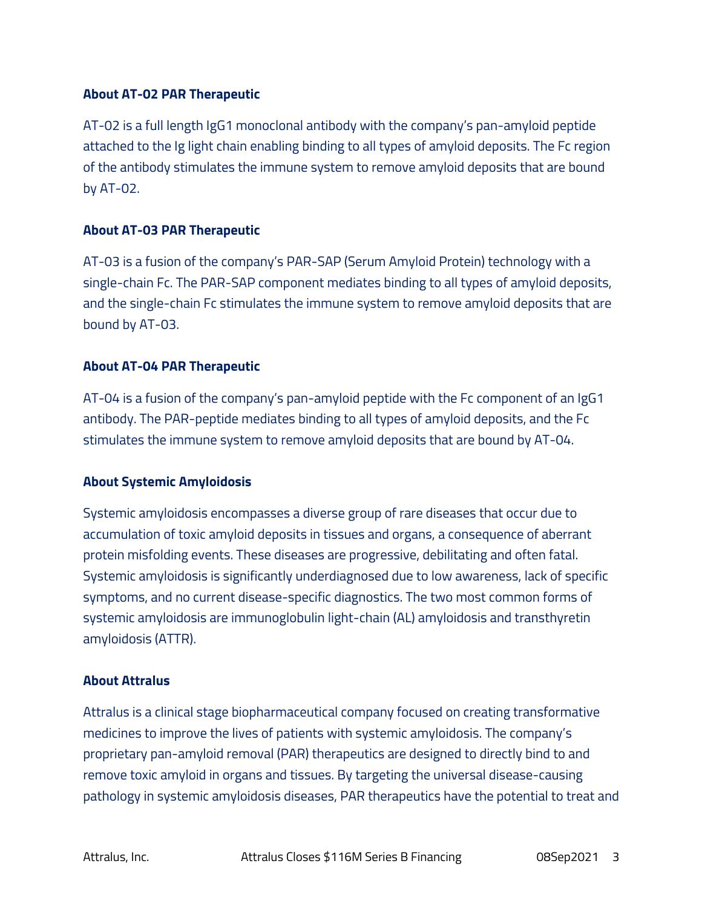**About AT-02 PAR Therapeutic**

AT-02 is a full length IgG1 monoclonal antibody with the company's pan-amyloid peptide attached to the Ig light chain enabling binding to all types of amyloid deposits. The Fc region of the antibody stimulates the immune system to remove amyloid deposits that are bound by AT-02.

**About AT-03 PAR Therapeutic**

AT-03 is a fusion of the company's PAR-SAP (Serum Amyloid Protein) technology with a single-chain Fc. The PAR-SAP component mediates binding to all types of amyloid deposits, and the single-chain Fc stimulates the immune system to remove amyloid deposits that are bound by AT-03.

**About AT-04 PAR Therapeutic**

AT-04 is a fusion of the company's pan-amyloid peptide with the Fc component of an IgG1 antibody. The PAR-peptide mediates binding to all types of amyloid deposits, and the Fc stimulates the immune system to remove amyloid deposits that are bound by AT-04.

**About Systemic Amyloidosis**

Systemic amyloidosis encompasses a diverse group of rare diseases that occur due to accumulation of toxic amyloid deposits in tissues and organs, a consequence of aberrant protein misfolding events. These diseases are progressive, debilitating and often fatal. Systemic amyloidosis is significantly underdiagnosed due to low awareness, lack of specific symptoms, and no current disease-specific diagnostics. The two most common forms of systemic amyloidosis are immunoglobulin light-chain (AL) amyloidosis and transthyretin amyloidosis (ATTR).

**About Attralus**

Attralus is a clinical stage biopharmaceutical company focused on creating transformative medicines to improve the lives of patients with systemic amyloidosis. The company's proprietary pan-amyloid removal (PAR) therapeutics are designed to directly bind to and remove toxic amyloid in organs and tissues. By targeting the universal disease-causing pathology in systemic amyloidosis diseases, PAR therapeutics have the potential to treat and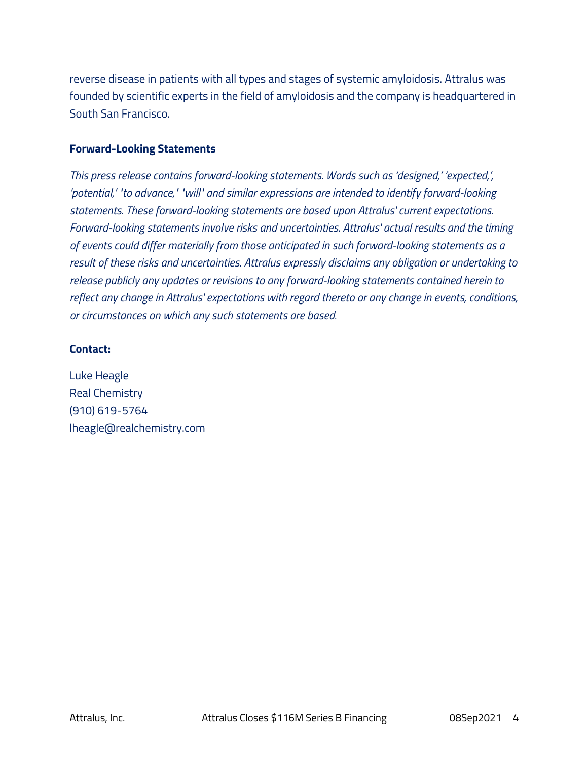reverse disease in patients with all types and stages of systemic amyloidosis. Attralus was founded by scientific experts in the field of amyloidosis and the company is headquartered in South San Francisco.

**Forward-Looking Statements**

*This press release contains forward-looking statements. Words such as 'designed,' 'expected,', 'potential,' 'to advance,' 'will' and similar expressions are intended to identify forward-looking statements. These forward-looking statements are based upon Attralus' current expectations. Forward-looking statements involve risks and uncertainties. Attralus' actual results and the timing of events could differ materially from those anticipated in such forward-looking statements as a result of these risks and uncertainties. Attralus expressly disclaims any obligation or undertaking to release publicly any updates or revisions to any forward-looking statements contained herein to reflect any change in Attralus' expectations with regard thereto or any change in events, conditions, or circumstances on which any such statements are based.*

**Contact:**

Luke Heagle
Real Chemistry
(910) 619-5764
lheagle@realchemistry.com